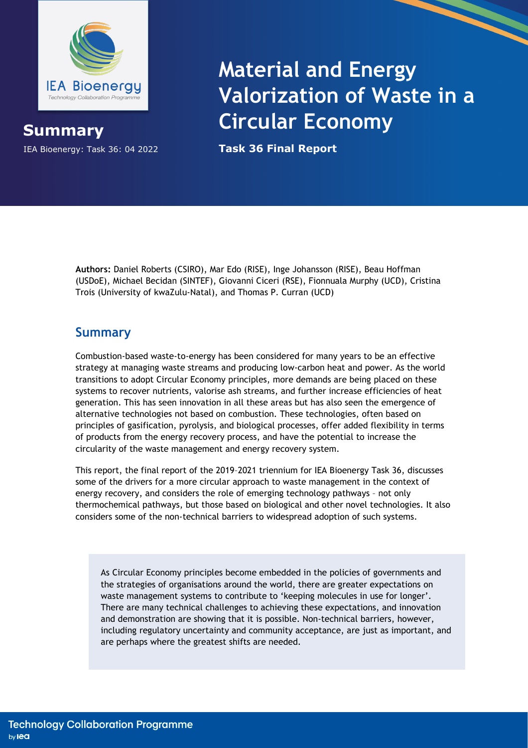**IEA Bioenergy**
Technology Collaboration Programme

## Summary

IEA Bioenergy: Task 36: 04 2022

# Material and Energy Valorization of Waste in a Circular Economy

**Task 36 Final Report**

**Authors:** Daniel Roberts (CSIRO), Mar Edo (RISE), Inge Johansson (RISE), Beau Hoffman (USDoE), Michael Becidan (SINTEF), Giovanni Ciceri (RSE), Fionnuala Murphy (UCD), Cristina Trois (University of kwaZulu-Natal), and Thomas P. Curran (UCD)

## Summary

Combustion-based waste-to-energy has been considered for many years to be an effective strategy at managing waste streams and producing low-carbon heat and power. As the world transitions to adopt Circular Economy principles, more demands are being placed on these systems to recover nutrients, valorise ash streams, and further increase efficiencies of heat generation. This has seen innovation in all these areas but has also seen the emergence of alternative technologies not based on combustion. These technologies, often based on principles of gasification, pyrolysis, and biological processes, offer added flexibility in terms of products from the energy recovery process, and have the potential to increase the circularity of the waste management and energy recovery system.

This report, the final report of the 2019–2021 triennium for IEA Bioenergy Task 36, discusses some of the drivers for a more circular approach to waste management in the context of energy recovery, and considers the role of emerging technology pathways – not only thermochemical pathways, but those based on biological and other novel technologies. It also considers some of the non-technical barriers to widespread adoption of such systems.

> As Circular Economy principles become embedded in the policies of governments and the strategies of organisations around the world, there are greater expectations on waste management systems to contribute to 'keeping molecules in use for longer'. There are many technical challenges to achieving these expectations, and innovation and demonstration are showing that it is possible. Non-technical barriers, however, including regulatory uncertainty and community acceptance, are just as important, and are perhaps where the greatest shifts are needed.

Technology Collaboration Programme by iea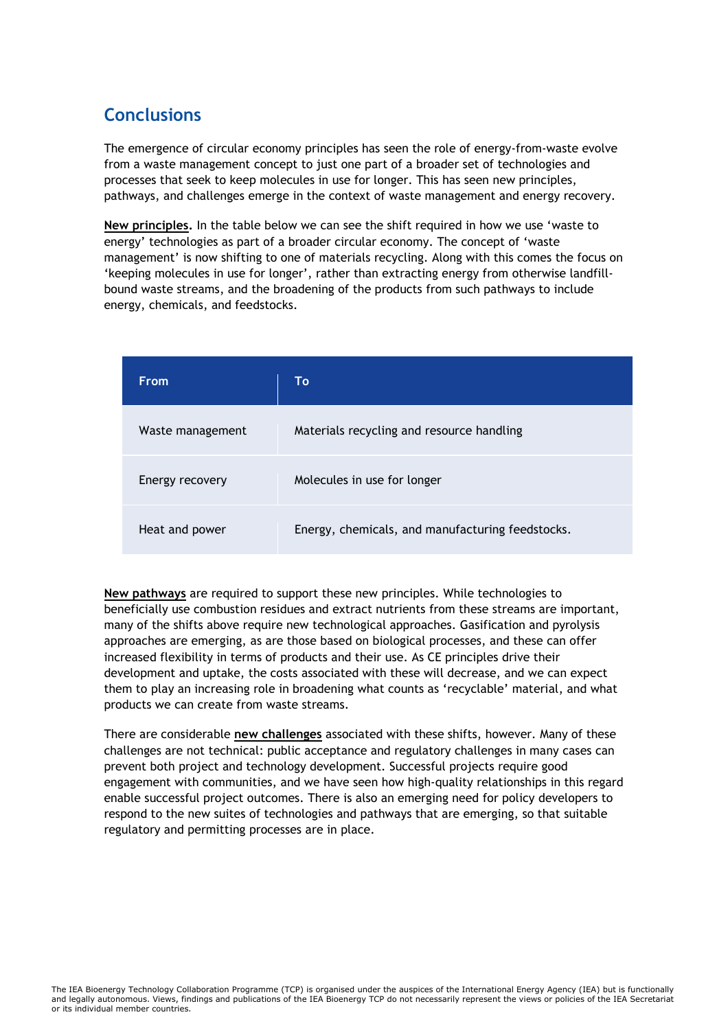## Conclusions

The emergence of circular economy principles has seen the role of energy-from-waste evolve from a waste management concept to just one part of a broader set of technologies and processes that seek to keep molecules in use for longer. This has seen new principles, pathways, and challenges emerge in the context of waste management and energy recovery.

**New principles.** In the table below we can see the shift required in how we use 'waste to energy' technologies as part of a broader circular economy. The concept of 'waste management' is now shifting to one of materials recycling. Along with this comes the focus on 'keeping molecules in use for longer', rather than extracting energy from otherwise landfill-bound waste streams, and the broadening of the products from such pathways to include energy, chemicals, and feedstocks.

| From | To |
|---|---|
| Waste management | Materials recycling and resource handling |
| Energy recovery | Molecules in use for longer |
| Heat and power | Energy, chemicals, and manufacturing feedstocks. |

**New pathways** are required to support these new principles. While technologies to beneficially use combustion residues and extract nutrients from these streams are important, many of the shifts above require new technological approaches. Gasification and pyrolysis approaches are emerging, as are those based on biological processes, and these can offer increased flexibility in terms of products and their use. As CE principles drive their development and uptake, the costs associated with these will decrease, and we can expect them to play an increasing role in broadening what counts as 'recyclable' material, and what products we can create from waste streams.

There are considerable **new challenges** associated with these shifts, however. Many of these challenges are not technical: public acceptance and regulatory challenges in many cases can prevent both project and technology development. Successful projects require good engagement with communities, and we have seen how high-quality relationships in this regard enable successful project outcomes. There is also an emerging need for policy developers to respond to the new suites of technologies and pathways that are emerging, so that suitable regulatory and permitting processes are in place.

The IEA Bioenergy Technology Collaboration Programme (TCP) is organised under the auspices of the International Energy Agency (IEA) but is functionally and legally autonomous. Views, findings and publications of the IEA Bioenergy TCP do not necessarily represent the views or policies of the IEA Secretariat or its individual member countries.